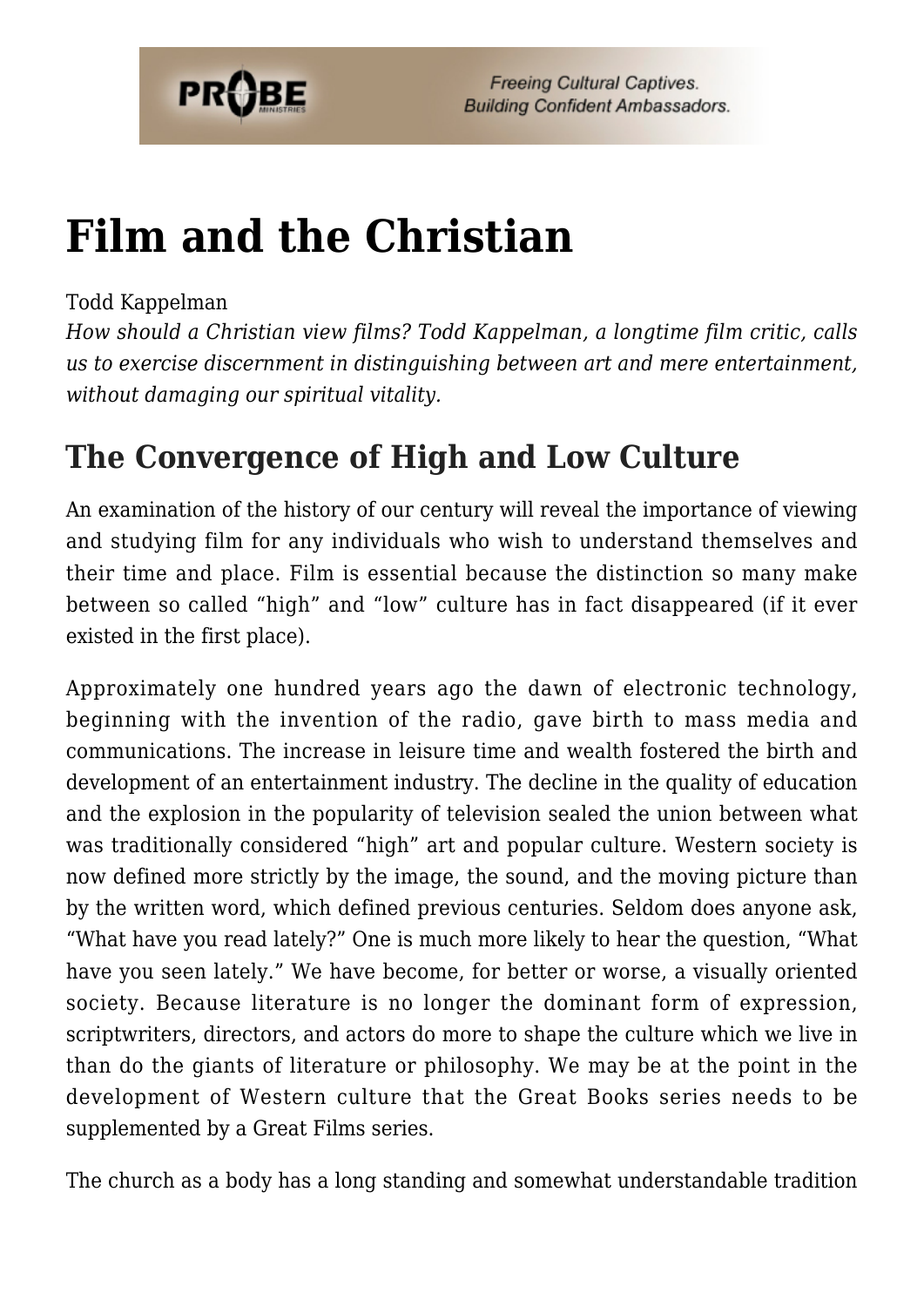# Film and the Christian

Todd Kappelman

*How should a Christian view films? Todd Kappelman, a longtime film critic, calls us to exercise discernment in distinguishing between art and mere entertainment, without damaging our spiritual vitality.*

## The Convergence of High and Low Culture

An examination of the history of our century will reveal the importance of viewing and studying film for any individuals who wish to understand themselves and their time and place. Film is essential because the distinction so many make between so called "high" and "low" culture has in fact disappeared (if it ever existed in the first place).

Approximately one hundred years ago the dawn of electronic technology, beginning with the invention of the radio, gave birth to mass media and communications. The increase in leisure time and wealth fostered the birth and development of an entertainment industry. The decline in the quality of education and the explosion in the popularity of television sealed the union between what was traditionally considered "high" art and popular culture. Western society is now defined more strictly by the image, the sound, and the moving picture than by the written word, which defined previous centuries. Seldom does anyone ask, "What have you read lately?" One is much more likely to hear the question, "What have you seen lately." We have become, for better or worse, a visually oriented society. Because literature is no longer the dominant form of expression, scriptwriters, directors, and actors do more to shape the culture which we live in than do the giants of literature or philosophy. We may be at the point in the development of Western culture that the Great Books series needs to be supplemented by a Great Films series.

The church as a body has a long standing and somewhat understandable tradition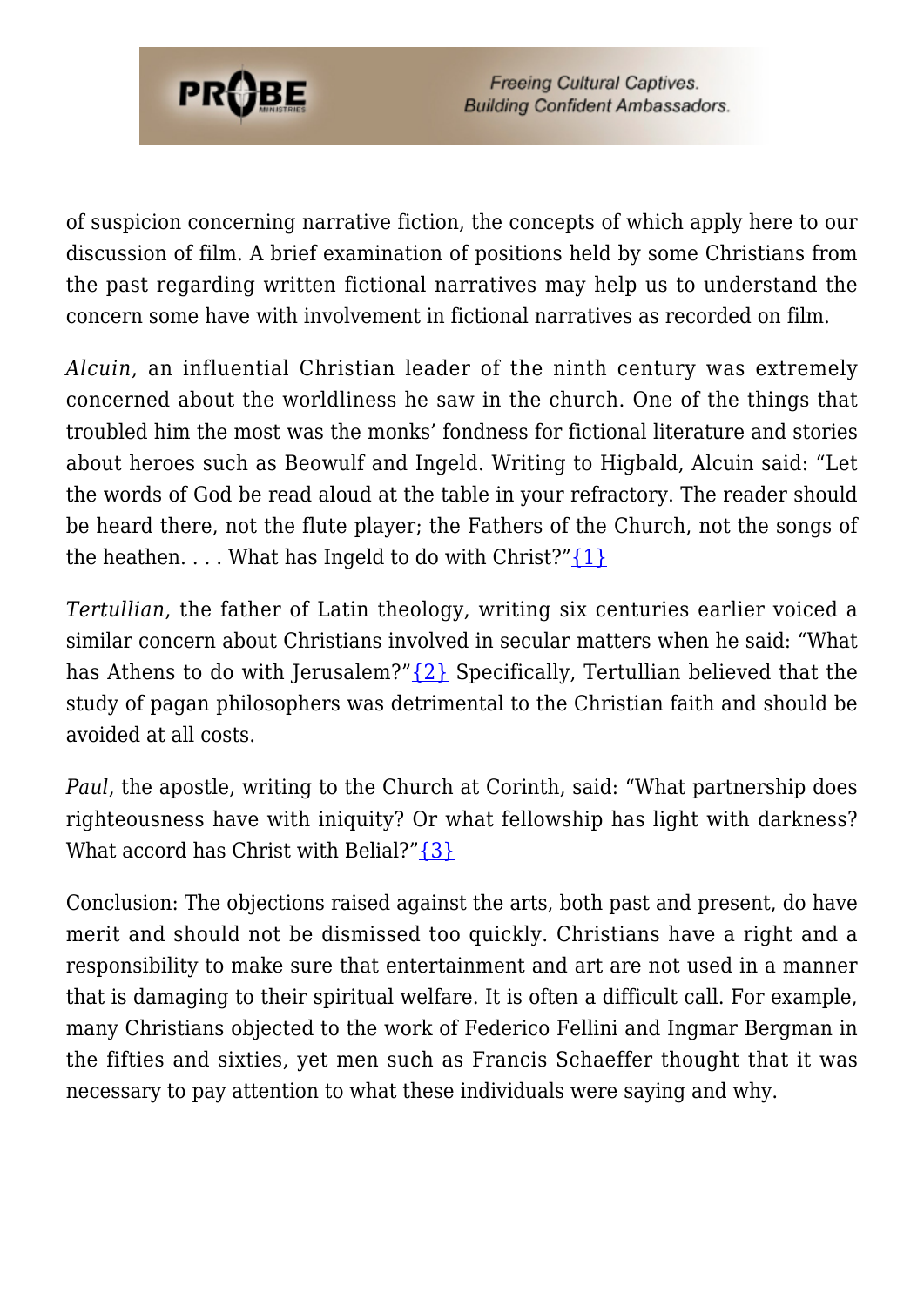of suspicion concerning narrative fiction, the concepts of which apply here to our discussion of film. A brief examination of positions held by some Christians from the past regarding written fictional narratives may help us to understand the concern some have with involvement in fictional narratives as recorded on film.

*Alcuin*, an influential Christian leader of the ninth century was extremely concerned about the worldliness he saw in the church. One of the things that troubled him the most was the monks' fondness for fictional literature and stories about heroes such as Beowulf and Ingeld. Writing to Higbald, Alcuin said: "Let the words of God be read aloud at the table in your refractory. The reader should be heard there, not the flute player; the Fathers of the Church, not the songs of the heathen. . . . What has Ingeld to do with Christ?"{1}

*Tertullian*, the father of Latin theology, writing six centuries earlier voiced a similar concern about Christians involved in secular matters when he said: "What has Athens to do with Jerusalem?"{2} Specifically, Tertullian believed that the study of pagan philosophers was detrimental to the Christian faith and should be avoided at all costs.

*Paul*, the apostle, writing to the Church at Corinth, said: "What partnership does righteousness have with iniquity? Or what fellowship has light with darkness? What accord has Christ with Belial?"{3}

Conclusion: The objections raised against the arts, both past and present, do have merit and should not be dismissed too quickly. Christians have a right and a responsibility to make sure that entertainment and art are not used in a manner that is damaging to their spiritual welfare. It is often a difficult call. For example, many Christians objected to the work of Federico Fellini and Ingmar Bergman in the fifties and sixties, yet men such as Francis Schaeffer thought that it was necessary to pay attention to what these individuals were saying and why.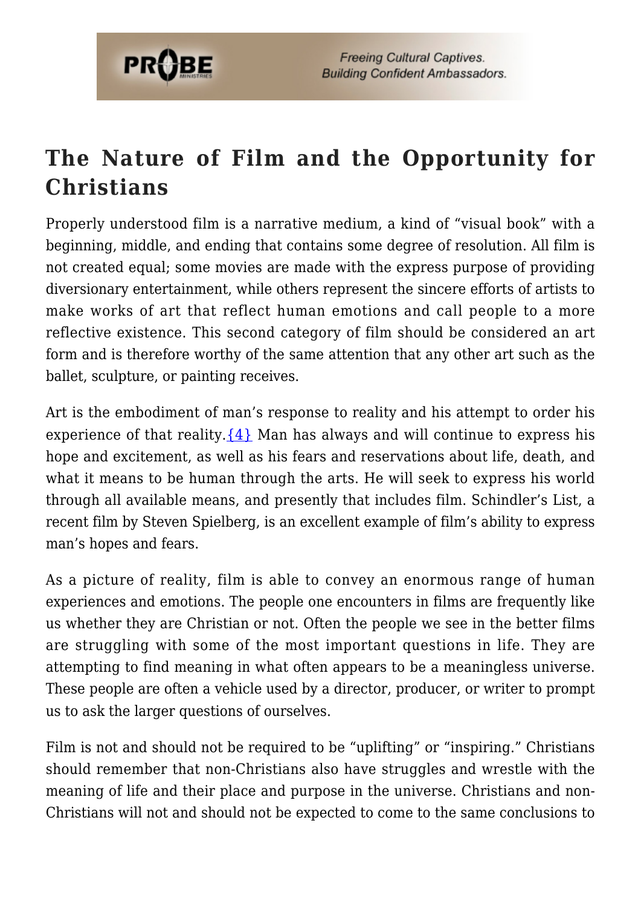## The Nature of Film and the Opportunity for Christians

Properly understood film is a narrative medium, a kind of "visual book" with a beginning, middle, and ending that contains some degree of resolution. All film is not created equal; some movies are made with the express purpose of providing diversionary entertainment, while others represent the sincere efforts of artists to make works of art that reflect human emotions and call people to a more reflective existence. This second category of film should be considered an art form and is therefore worthy of the same attention that any other art such as the ballet, sculpture, or painting receives.

Art is the embodiment of man's response to reality and his attempt to order his experience of that reality.{4} Man has always and will continue to express his hope and excitement, as well as his fears and reservations about life, death, and what it means to be human through the arts. He will seek to express his world through all available means, and presently that includes film. Schindler's List, a recent film by Steven Spielberg, is an excellent example of film's ability to express man's hopes and fears.

As a picture of reality, film is able to convey an enormous range of human experiences and emotions. The people one encounters in films are frequently like us whether they are Christian or not. Often the people we see in the better films are struggling with some of the most important questions in life. They are attempting to find meaning in what often appears to be a meaningless universe. These people are often a vehicle used by a director, producer, or writer to prompt us to ask the larger questions of ourselves.

Film is not and should not be required to be "uplifting" or "inspiring." Christians should remember that non-Christians also have struggles and wrestle with the meaning of life and their place and purpose in the universe. Christians and non-Christians will not and should not be expected to come to the same conclusions to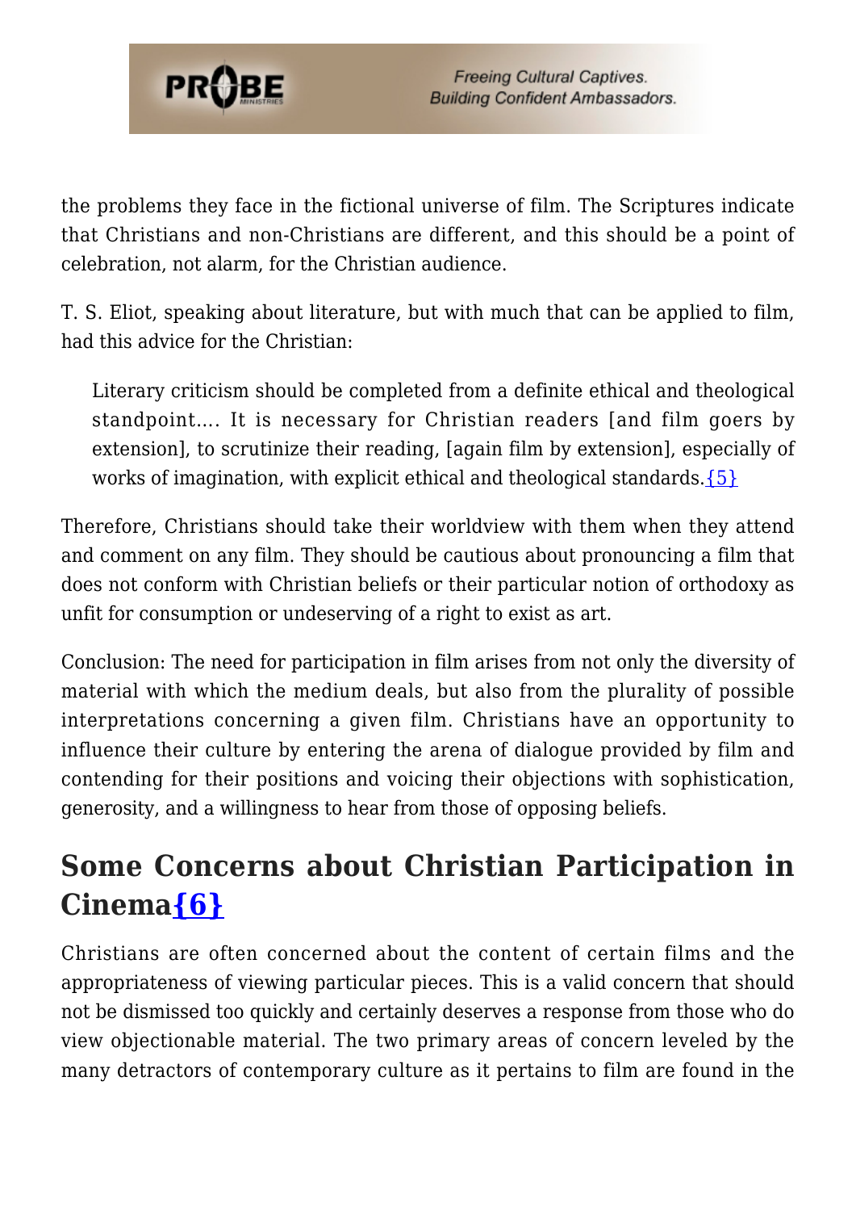the problems they face in the fictional universe of film. The Scriptures indicate that Christians and non-Christians are different, and this should be a point of celebration, not alarm, for the Christian audience.

T. S. Eliot, speaking about literature, but with much that can be applied to film, had this advice for the Christian:

> Literary criticism should be completed from a definite ethical and theological standpoint…. It is necessary for Christian readers [and film goers by extension], to scrutinize their reading, [again film by extension], especially of works of imagination, with explicit ethical and theological standards.{5}

Therefore, Christians should take their worldview with them when they attend and comment on any film. They should be cautious about pronouncing a film that does not conform with Christian beliefs or their particular notion of orthodoxy as unfit for consumption or undeserving of a right to exist as art.

Conclusion: The need for participation in film arises from not only the diversity of material with which the medium deals, but also from the plurality of possible interpretations concerning a given film. Christians have an opportunity to influence their culture by entering the arena of dialogue provided by film and contending for their positions and voicing their objections with sophistication, generosity, and a willingness to hear from those of opposing beliefs.

## Some Concerns about Christian Participation in Cinema{6}

Christians are often concerned about the content of certain films and the appropriateness of viewing particular pieces. This is a valid concern that should not be dismissed too quickly and certainly deserves a response from those who do view objectionable material. The two primary areas of concern leveled by the many detractors of contemporary culture as it pertains to film are found in the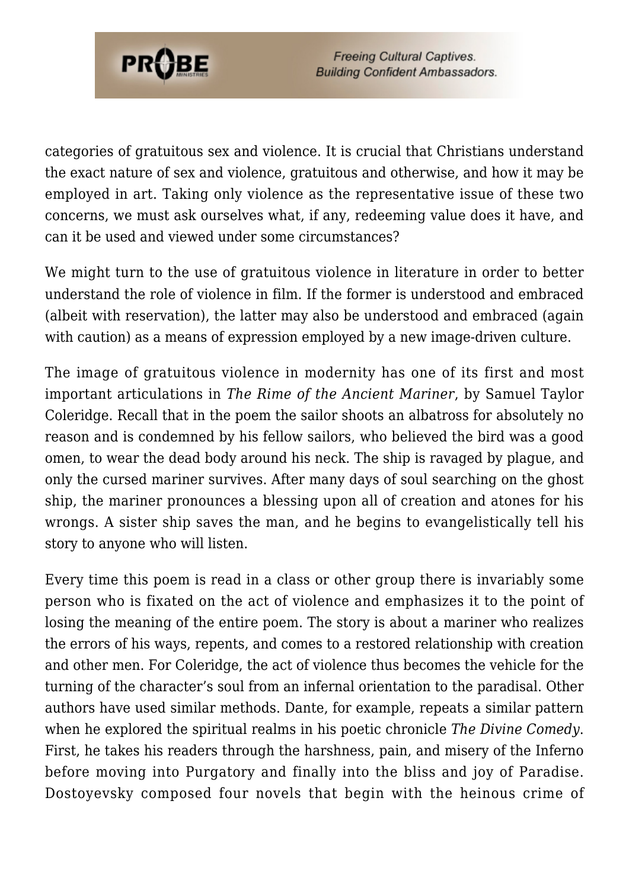categories of gratuitous sex and violence. It is crucial that Christians understand the exact nature of sex and violence, gratuitous and otherwise, and how it may be employed in art. Taking only violence as the representative issue of these two concerns, we must ask ourselves what, if any, redeeming value does it have, and can it be used and viewed under some circumstances?

We might turn to the use of gratuitous violence in literature in order to better understand the role of violence in film. If the former is understood and embraced (albeit with reservation), the latter may also be understood and embraced (again with caution) as a means of expression employed by a new image-driven culture.

The image of gratuitous violence in modernity has one of its first and most important articulations in *The Rime of the Ancient Mariner*, by Samuel Taylor Coleridge. Recall that in the poem the sailor shoots an albatross for absolutely no reason and is condemned by his fellow sailors, who believed the bird was a good omen, to wear the dead body around his neck. The ship is ravaged by plague, and only the cursed mariner survives. After many days of soul searching on the ghost ship, the mariner pronounces a blessing upon all of creation and atones for his wrongs. A sister ship saves the man, and he begins to evangelistically tell his story to anyone who will listen.

Every time this poem is read in a class or other group there is invariably some person who is fixated on the act of violence and emphasizes it to the point of losing the meaning of the entire poem. The story is about a mariner who realizes the errors of his ways, repents, and comes to a restored relationship with creation and other men. For Coleridge, the act of violence thus becomes the vehicle for the turning of the character's soul from an infernal orientation to the paradisal. Other authors have used similar methods. Dante, for example, repeats a similar pattern when he explored the spiritual realms in his poetic chronicle *The Divine Comedy*. First, he takes his readers through the harshness, pain, and misery of the Inferno before moving into Purgatory and finally into the bliss and joy of Paradise. Dostoyevsky composed four novels that begin with the heinous crime of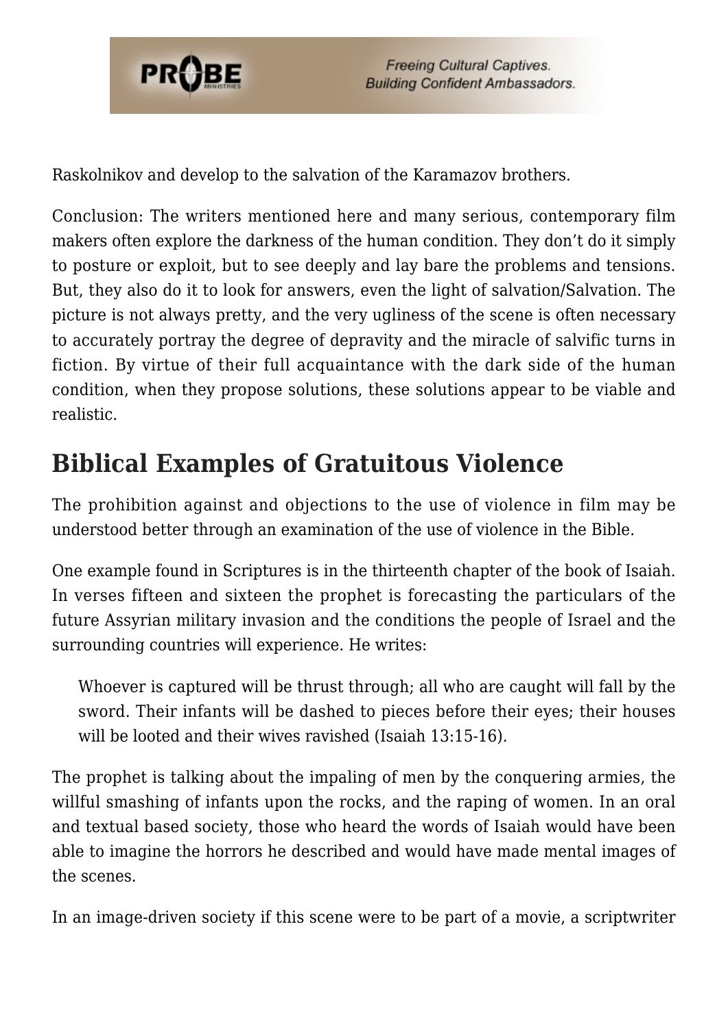Raskolnikov and develop to the salvation of the Karamazov brothers.

Conclusion: The writers mentioned here and many serious, contemporary film makers often explore the darkness of the human condition. They don't do it simply to posture or exploit, but to see deeply and lay bare the problems and tensions. But, they also do it to look for answers, even the light of salvation/Salvation. The picture is not always pretty, and the very ugliness of the scene is often necessary to accurately portray the degree of depravity and the miracle of salvific turns in fiction. By virtue of their full acquaintance with the dark side of the human condition, when they propose solutions, these solutions appear to be viable and realistic.

## Biblical Examples of Gratuitous Violence

The prohibition against and objections to the use of violence in film may be understood better through an examination of the use of violence in the Bible.

One example found in Scriptures is in the thirteenth chapter of the book of Isaiah. In verses fifteen and sixteen the prophet is forecasting the particulars of the future Assyrian military invasion and the conditions the people of Israel and the surrounding countries will experience. He writes:

> Whoever is captured will be thrust through; all who are caught will fall by the sword. Their infants will be dashed to pieces before their eyes; their houses will be looted and their wives ravished (Isaiah 13:15-16).

The prophet is talking about the impaling of men by the conquering armies, the willful smashing of infants upon the rocks, and the raping of women. In an oral and textual based society, those who heard the words of Isaiah would have been able to imagine the horrors he described and would have made mental images of the scenes.

In an image-driven society if this scene were to be part of a movie, a scriptwriter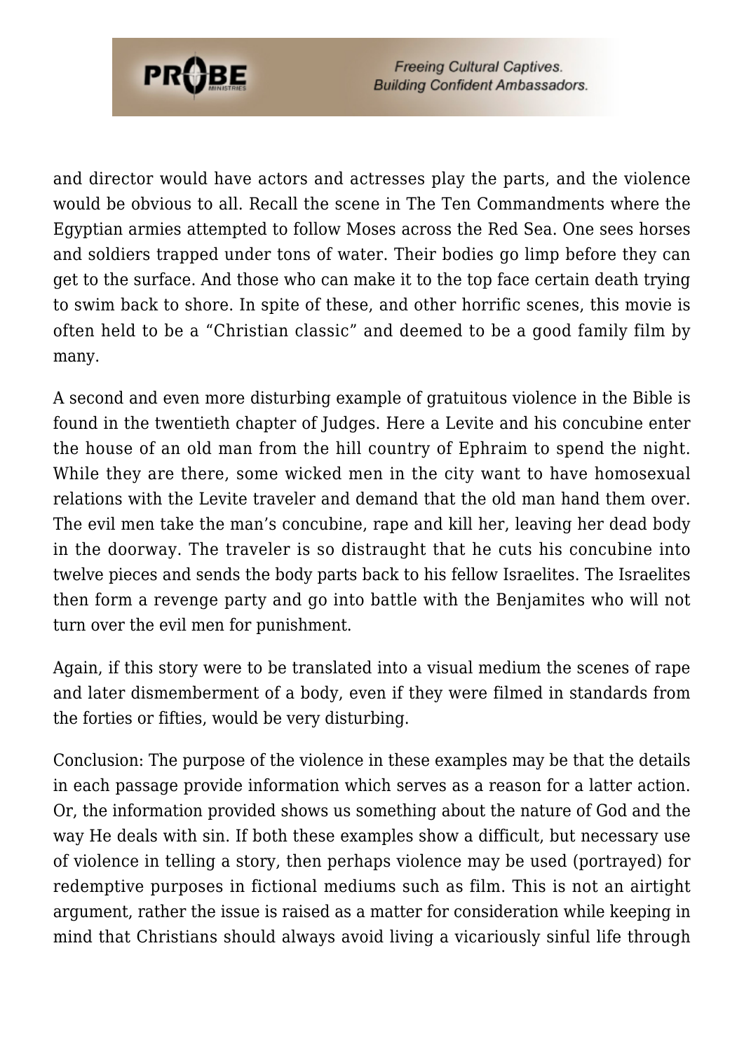and director would have actors and actresses play the parts, and the violence would be obvious to all. Recall the scene in The Ten Commandments where the Egyptian armies attempted to follow Moses across the Red Sea. One sees horses and soldiers trapped under tons of water. Their bodies go limp before they can get to the surface. And those who can make it to the top face certain death trying to swim back to shore. In spite of these, and other horrific scenes, this movie is often held to be a "Christian classic" and deemed to be a good family film by many.

A second and even more disturbing example of gratuitous violence in the Bible is found in the twentieth chapter of Judges. Here a Levite and his concubine enter the house of an old man from the hill country of Ephraim to spend the night. While they are there, some wicked men in the city want to have homosexual relations with the Levite traveler and demand that the old man hand them over. The evil men take the man's concubine, rape and kill her, leaving her dead body in the doorway. The traveler is so distraught that he cuts his concubine into twelve pieces and sends the body parts back to his fellow Israelites. The Israelites then form a revenge party and go into battle with the Benjamites who will not turn over the evil men for punishment.

Again, if this story were to be translated into a visual medium the scenes of rape and later dismemberment of a body, even if they were filmed in standards from the forties or fifties, would be very disturbing.

Conclusion: The purpose of the violence in these examples may be that the details in each passage provide information which serves as a reason for a latter action. Or, the information provided shows us something about the nature of God and the way He deals with sin. If both these examples show a difficult, but necessary use of violence in telling a story, then perhaps violence may be used (portrayed) for redemptive purposes in fictional mediums such as film. This is not an airtight argument, rather the issue is raised as a matter for consideration while keeping in mind that Christians should always avoid living a vicariously sinful life through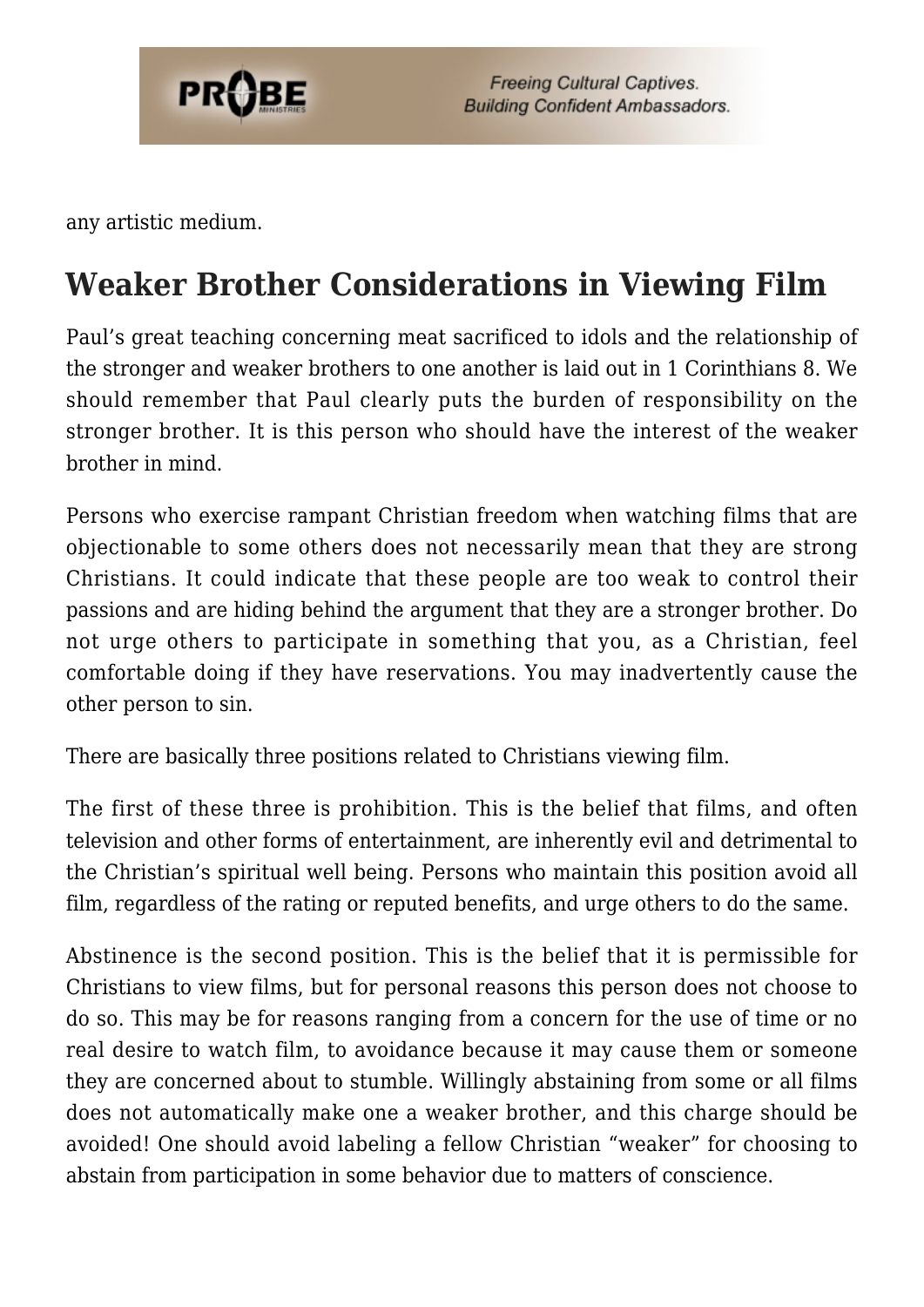any artistic medium.

## Weaker Brother Considerations in Viewing Film

Paul's great teaching concerning meat sacrificed to idols and the relationship of the stronger and weaker brothers to one another is laid out in 1 Corinthians 8. We should remember that Paul clearly puts the burden of responsibility on the stronger brother. It is this person who should have the interest of the weaker brother in mind.

Persons who exercise rampant Christian freedom when watching films that are objectionable to some others does not necessarily mean that they are strong Christians. It could indicate that these people are too weak to control their passions and are hiding behind the argument that they are a stronger brother. Do not urge others to participate in something that you, as a Christian, feel comfortable doing if they have reservations. You may inadvertently cause the other person to sin.

There are basically three positions related to Christians viewing film.

The first of these three is prohibition. This is the belief that films, and often television and other forms of entertainment, are inherently evil and detrimental to the Christian's spiritual well being. Persons who maintain this position avoid all film, regardless of the rating or reputed benefits, and urge others to do the same.

Abstinence is the second position. This is the belief that it is permissible for Christians to view films, but for personal reasons this person does not choose to do so. This may be for reasons ranging from a concern for the use of time or no real desire to watch film, to avoidance because it may cause them or someone they are concerned about to stumble. Willingly abstaining from some or all films does not automatically make one a weaker brother, and this charge should be avoided! One should avoid labeling a fellow Christian "weaker" for choosing to abstain from participation in some behavior due to matters of conscience.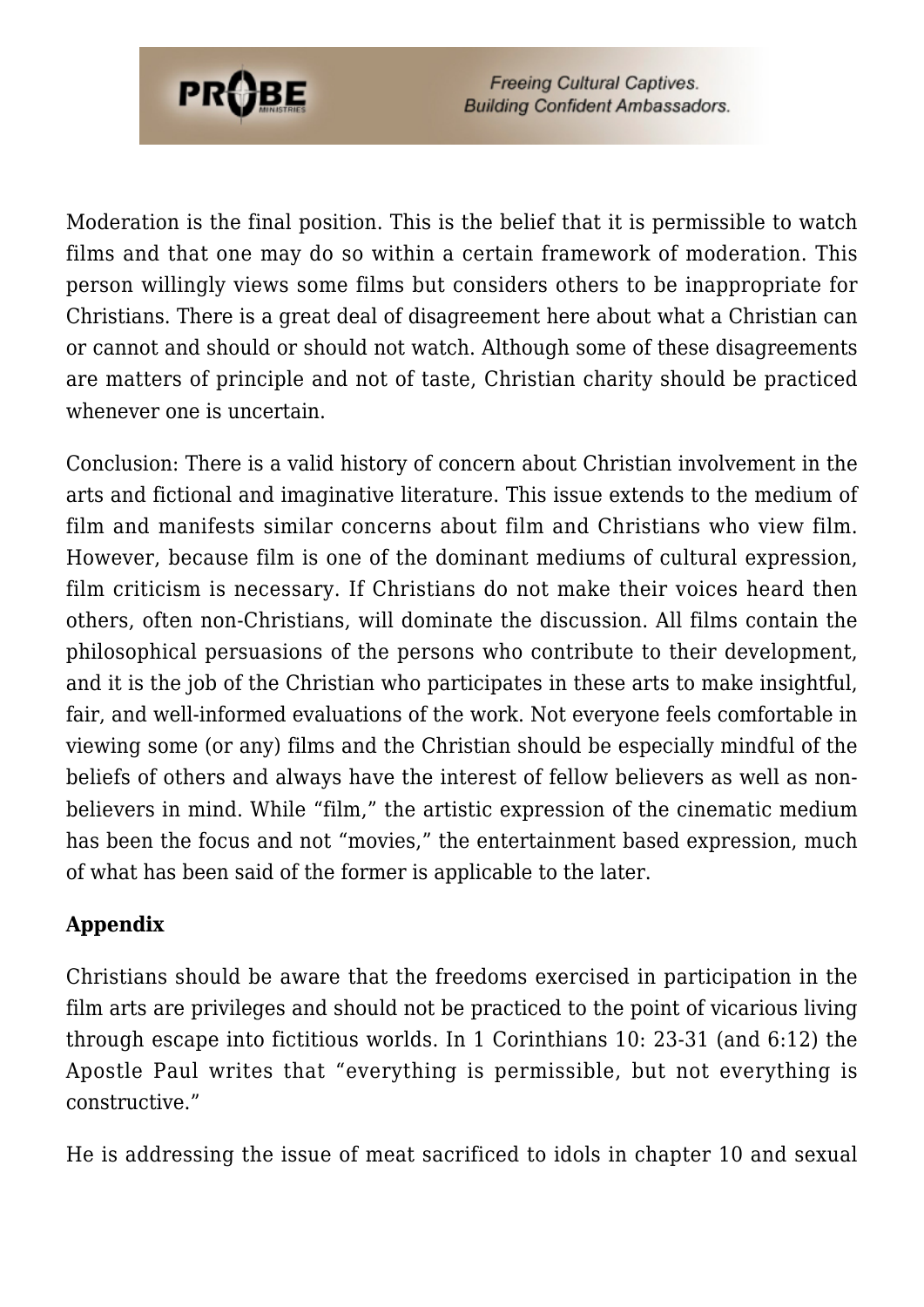Moderation is the final position. This is the belief that it is permissible to watch films and that one may do so within a certain framework of moderation. This person willingly views some films but considers others to be inappropriate for Christians. There is a great deal of disagreement here about what a Christian can or cannot and should or should not watch. Although some of these disagreements are matters of principle and not of taste, Christian charity should be practiced whenever one is uncertain.

Conclusion: There is a valid history of concern about Christian involvement in the arts and fictional and imaginative literature. This issue extends to the medium of film and manifests similar concerns about film and Christians who view film. However, because film is one of the dominant mediums of cultural expression, film criticism is necessary. If Christians do not make their voices heard then others, often non-Christians, will dominate the discussion. All films contain the philosophical persuasions of the persons who contribute to their development, and it is the job of the Christian who participates in these arts to make insightful, fair, and well-informed evaluations of the work. Not everyone feels comfortable in viewing some (or any) films and the Christian should be especially mindful of the beliefs of others and always have the interest of fellow believers as well as non-believers in mind. While "film," the artistic expression of the cinematic medium has been the focus and not "movies," the entertainment based expression, much of what has been said of the former is applicable to the later.

**Appendix**

Christians should be aware that the freedoms exercised in participation in the film arts are privileges and should not be practiced to the point of vicarious living through escape into fictitious worlds. In 1 Corinthians 10: 23-31 (and 6:12) the Apostle Paul writes that "everything is permissible, but not everything is constructive."

He is addressing the issue of meat sacrificed to idols in chapter 10 and sexual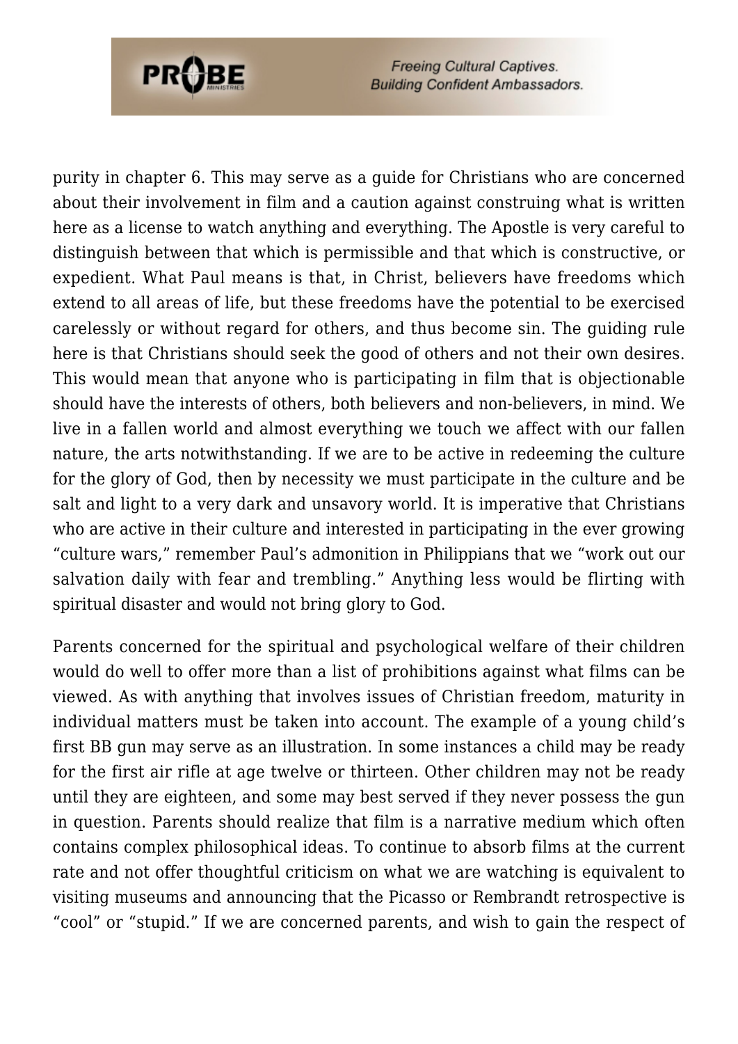purity in chapter 6. This may serve as a guide for Christians who are concerned about their involvement in film and a caution against construing what is written here as a license to watch anything and everything. The Apostle is very careful to distinguish between that which is permissible and that which is constructive, or expedient. What Paul means is that, in Christ, believers have freedoms which extend to all areas of life, but these freedoms have the potential to be exercised carelessly or without regard for others, and thus become sin. The guiding rule here is that Christians should seek the good of others and not their own desires. This would mean that anyone who is participating in film that is objectionable should have the interests of others, both believers and non-believers, in mind. We live in a fallen world and almost everything we touch we affect with our fallen nature, the arts notwithstanding. If we are to be active in redeeming the culture for the glory of God, then by necessity we must participate in the culture and be salt and light to a very dark and unsavory world. It is imperative that Christians who are active in their culture and interested in participating in the ever growing "culture wars," remember Paul's admonition in Philippians that we "work out our salvation daily with fear and trembling." Anything less would be flirting with spiritual disaster and would not bring glory to God.

Parents concerned for the spiritual and psychological welfare of their children would do well to offer more than a list of prohibitions against what films can be viewed. As with anything that involves issues of Christian freedom, maturity in individual matters must be taken into account. The example of a young child's first BB gun may serve as an illustration. In some instances a child may be ready for the first air rifle at age twelve or thirteen. Other children may not be ready until they are eighteen, and some may best served if they never possess the gun in question. Parents should realize that film is a narrative medium which often contains complex philosophical ideas. To continue to absorb films at the current rate and not offer thoughtful criticism on what we are watching is equivalent to visiting museums and announcing that the Picasso or Rembrandt retrospective is "cool" or "stupid." If we are concerned parents, and wish to gain the respect of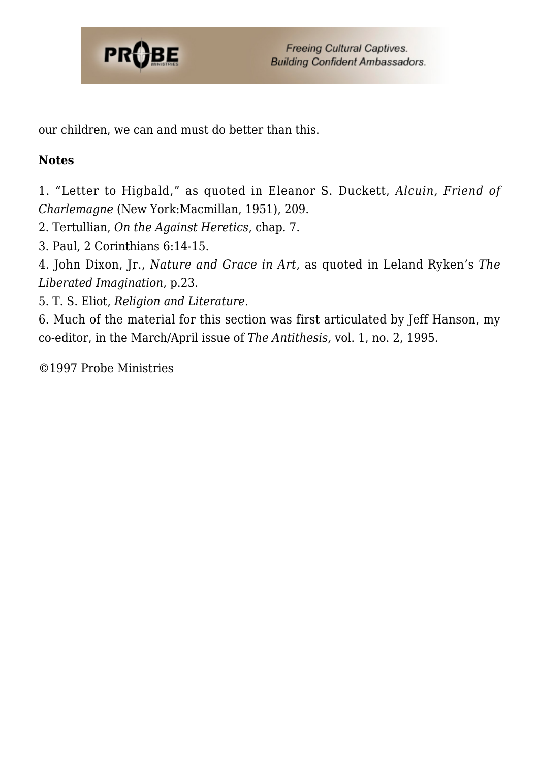our children, we can and must do better than this.

**Notes**

1. "Letter to Higbald," as quoted in Eleanor S. Duckett, *Alcuin, Friend of Charlemagne* (New York:Macmillan, 1951), 209.
2. Tertullian, *On the Against Heretics*, chap. 7.
3. Paul, 2 Corinthians 6:14-15.
4. John Dixon, Jr., *Nature and Grace in Art,* as quoted in Leland Ryken's *The Liberated Imagination*, p.23.
5. T. S. Eliot, *Religion and Literature.*
6. Much of the material for this section was first articulated by Jeff Hanson, my co-editor, in the March/April issue of *The Antithesis,* vol. 1, no. 2, 1995.

©1997 Probe Ministries